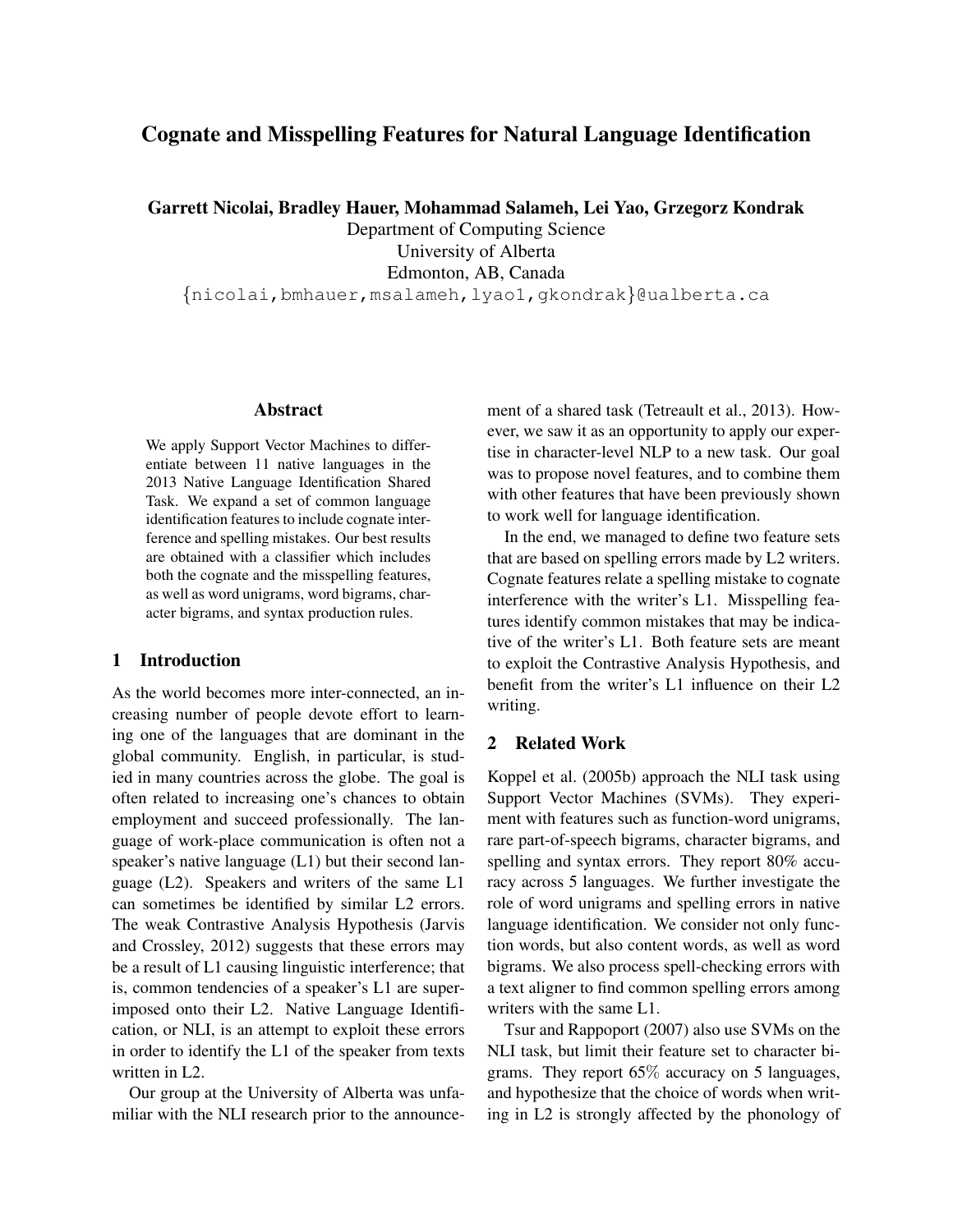# Cognate and Misspelling Features for Natural Language Identification

**Garrett Nicolai, Bradley Hauer, Mohammad Salameh, Lei Yao, Grzegorz Kondrak**
Department of Computing Science
University of Alberta
Edmonton, AB, Canada
{nicolai,bmhauer,msalameh,lyao1,gkondrak}@ualberta.ca

## Abstract

We apply Support Vector Machines to differentiate between 11 native languages in the 2013 Native Language Identification Shared Task. We expand a set of common language identification features to include cognate interference and spelling mistakes. Our best results are obtained with a classifier which includes both the cognate and the misspelling features, as well as word unigrams, word bigrams, character bigrams, and syntax production rules.

## 1 Introduction

As the world becomes more inter-connected, an increasing number of people devote effort to learning one of the languages that are dominant in the global community. English, in particular, is studied in many countries across the globe. The goal is often related to increasing one's chances to obtain employment and succeed professionally. The language of work-place communication is often not a speaker's native language (L1) but their second language (L2). Speakers and writers of the same L1 can sometimes be identified by similar L2 errors. The weak Contrastive Analysis Hypothesis (Jarvis and Crossley, 2012) suggests that these errors may be a result of L1 causing linguistic interference; that is, common tendencies of a speaker's L1 are superimposed onto their L2. Native Language Identification, or NLI, is an attempt to exploit these errors in order to identify the L1 of the speaker from texts written in L2.

Our group at the University of Alberta was unfamiliar with the NLI research prior to the announcement of a shared task (Tetreault et al., 2013). However, we saw it as an opportunity to apply our expertise in character-level NLP to a new task. Our goal was to propose novel features, and to combine them with other features that have been previously shown to work well for language identification.

In the end, we managed to define two feature sets that are based on spelling errors made by L2 writers. Cognate features relate a spelling mistake to cognate interference with the writer's L1. Misspelling features identify common mistakes that may be indicative of the writer's L1. Both feature sets are meant to exploit the Contrastive Analysis Hypothesis, and benefit from the writer's L1 influence on their L2 writing.

## 2 Related Work

Koppel et al. (2005b) approach the NLI task using Support Vector Machines (SVMs). They experiment with features such as function-word unigrams, rare part-of-speech bigrams, character bigrams, and spelling and syntax errors. They report 80% accuracy across 5 languages. We further investigate the role of word unigrams and spelling errors in native language identification. We consider not only function words, but also content words, as well as word bigrams. We also process spell-checking errors with a text aligner to find common spelling errors among writers with the same L1.

Tsur and Rappoport (2007) also use SVMs on the NLI task, but limit their feature set to character bigrams. They report 65% accuracy on 5 languages, and hypothesize that the choice of words when writing in L2 is strongly affected by the phonology of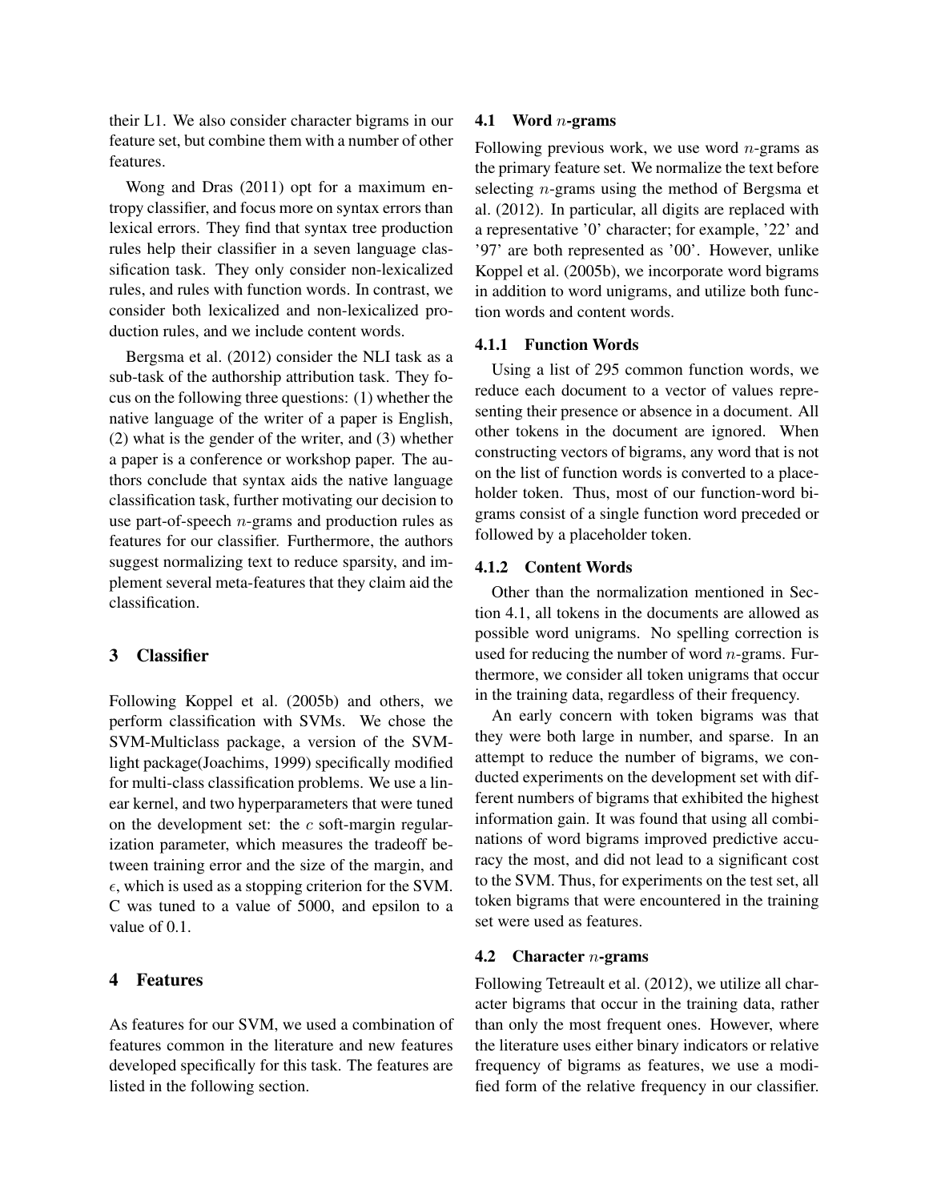their L1. We also consider character bigrams in our feature set, but combine them with a number of other features.

Wong and Dras (2011) opt for a maximum entropy classifier, and focus more on syntax errors than lexical errors. They find that syntax tree production rules help their classifier in a seven language classification task. They only consider non-lexicalized rules, and rules with function words. In contrast, we consider both lexicalized and non-lexicalized production rules, and we include content words.

Bergsma et al. (2012) consider the NLI task as a sub-task of the authorship attribution task. They focus on the following three questions: (1) whether the native language of the writer of a paper is English, (2) what is the gender of the writer, and (3) whether a paper is a conference or workshop paper. The authors conclude that syntax aids the native language classification task, further motivating our decision to use part-of-speech $n$-grams and production rules as features for our classifier. Furthermore, the authors suggest normalizing text to reduce sparsity, and implement several meta-features that they claim aid the classification.

## 3 Classifier

Following Koppel et al. (2005b) and others, we perform classification with SVMs. We chose the SVM-Multiclass package, a version of the SVM-light package(Joachims, 1999) specifically modified for multi-class classification problems. We use a linear kernel, and two hyperparameters that were tuned on the development set: the $c$ soft-margin regularization parameter, which measures the tradeoff between training error and the size of the margin, and $\epsilon$, which is used as a stopping criterion for the SVM. C was tuned to a value of 5000, and epsilon to a value of 0.1.

## 4 Features

As features for our SVM, we used a combination of features common in the literature and new features developed specifically for this task. The features are listed in the following section.

### 4.1 Word $n$-grams

Following previous work, we use word $n$-grams as the primary feature set. We normalize the text before selecting $n$-grams using the method of Bergsma et al. (2012). In particular, all digits are replaced with a representative '0' character; for example, '22' and '97' are both represented as '00'. However, unlike Koppel et al. (2005b), we incorporate word bigrams in addition to word unigrams, and utilize both function words and content words.

#### 4.1.1 Function Words

Using a list of 295 common function words, we reduce each document to a vector of values representing their presence or absence in a document. All other tokens in the document are ignored. When constructing vectors of bigrams, any word that is not on the list of function words is converted to a placeholder token. Thus, most of our function-word bigrams consist of a single function word preceded or followed by a placeholder token.

#### 4.1.2 Content Words

Other than the normalization mentioned in Section 4.1, all tokens in the documents are allowed as possible word unigrams. No spelling correction is used for reducing the number of word $n$-grams. Furthermore, we consider all token unigrams that occur in the training data, regardless of their frequency.

An early concern with token bigrams was that they were both large in number, and sparse. In an attempt to reduce the number of bigrams, we conducted experiments on the development set with different numbers of bigrams that exhibited the highest information gain. It was found that using all combinations of word bigrams improved predictive accuracy the most, and did not lead to a significant cost to the SVM. Thus, for experiments on the test set, all token bigrams that were encountered in the training set were used as features.

### 4.2 Character $n$-grams

Following Tetreault et al. (2012), we utilize all character bigrams that occur in the training data, rather than only the most frequent ones. However, where the literature uses either binary indicators or relative frequency of bigrams as features, we use a modified form of the relative frequency in our classifier.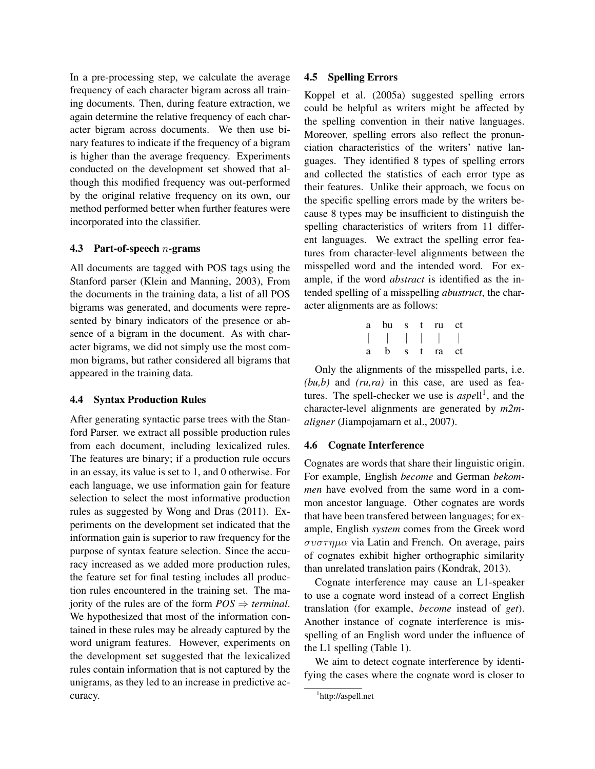In a pre-processing step, we calculate the average frequency of each character bigram across all training documents. Then, during feature extraction, we again determine the relative frequency of each character bigram across documents. We then use binary features to indicate if the frequency of a bigram is higher than the average frequency. Experiments conducted on the development set showed that although this modified frequency was out-performed by the original relative frequency on its own, our method performed better when further features were incorporated into the classifier.

### 4.3 Part-of-speech $n$-grams

All documents are tagged with POS tags using the Stanford parser (Klein and Manning, 2003), From the documents in the training data, a list of all POS bigrams was generated, and documents were represented by binary indicators of the presence or absence of a bigram in the document. As with character bigrams, we did not simply use the most common bigrams, but rather considered all bigrams that appeared in the training data.

### 4.4 Syntax Production Rules

After generating syntactic parse trees with the Stanford Parser. we extract all possible production rules from each document, including lexicalized rules. The features are binary; if a production rule occurs in an essay, its value is set to 1, and 0 otherwise. For each language, we use information gain for feature selection to select the most informative production rules as suggested by Wong and Dras (2011). Experiments on the development set indicated that the information gain is superior to raw frequency for the purpose of syntax feature selection. Since the accuracy increased as we added more production rules, the feature set for final testing includes all production rules encountered in the training set. The majority of the rules are of the form *POS* $\Rightarrow$ *terminal*. We hypothesized that most of the information contained in these rules may be already captured by the word unigram features. However, experiments on the development set suggested that the lexicalized rules contain information that is not captured by the unigrams, as they led to an increase in predictive accuracy.

### 4.5 Spelling Errors

Koppel et al. (2005a) suggested spelling errors could be helpful as writers might be affected by the spelling convention in their native languages. Moreover, spelling errors also reflect the pronunciation characteristics of the writers' native languages. They identified 8 types of spelling errors and collected the statistics of each error type as their features. Unlike their approach, we focus on the specific spelling errors made by the writers because 8 types may be insufficient to distinguish the spelling characteristics of writers from 11 different languages. We extract the spelling error features from character-level alignments between the misspelled word and the intended word. For example, if the word *abstract* is identified as the intended spelling of a misspelling *abustruct*, the character alignments are as follows:

```
a  bu  s  t  ru  ct
|  |   |  |  |   |
a  b   s  t  ra  ct
```

Only the alignments of the misspelled parts, i.e. *(bu,b)* and *(ru,ra)* in this case, are used as features. The spell-checker we use is *aspell*[1], and the character-level alignments are generated by *m2m-aligner* (Jiampojamarn et al., 2007).

### 4.6 Cognate Interference

Cognates are words that share their linguistic origin. For example, English *become* and German *bekommen* have evolved from the same word in a common ancestor language. Other cognates are words that have been transfered between languages; for example, English *system* comes from the Greek word $\sigma\upsilon\sigma\tau\eta\mu\alpha$ via Latin and French. On average, pairs of cognates exhibit higher orthographic similarity than unrelated translation pairs (Kondrak, 2013).

Cognate interference may cause an L1-speaker to use a cognate word instead of a correct English translation (for example, *become* instead of *get*). Another instance of cognate interference is misspelling of an English word under the influence of the L1 spelling (Table 1).

We aim to detect cognate interference by identifying the cases where the cognate word is closer to

[1] http://aspell.net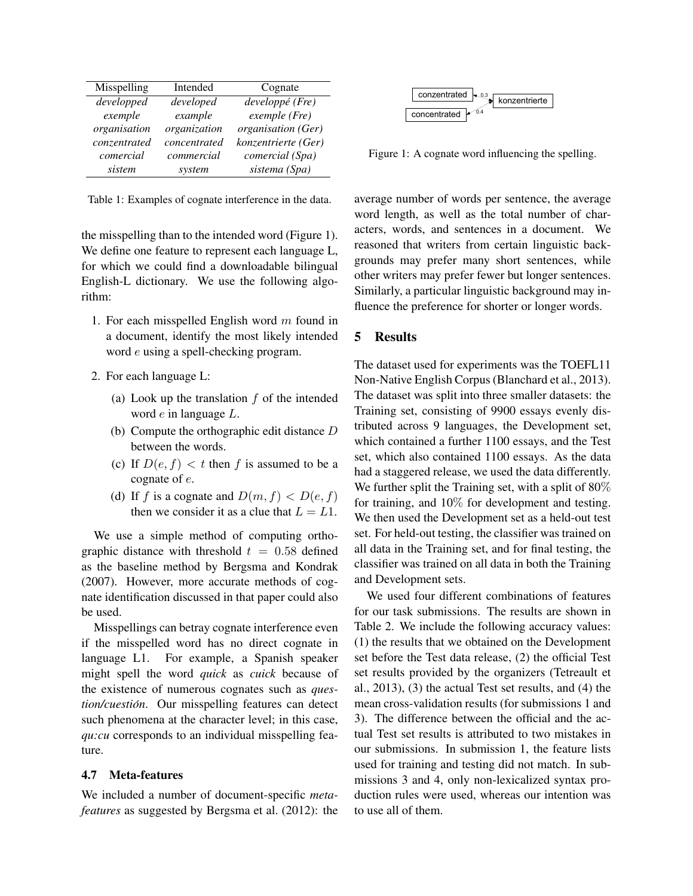| Misspelling | Intended | Cognate |
|---|---|---|
| *developped* | *developed* | *developpé (Fre)* |
| *exemple* | *example* | *exemple (Fre)* |
| *organisation* | *organization* | *organisation (Ger)* |
| *conzentrated* | *concentrated* | *konzentrierte (Ger)* |
| *comercial* | *commercial* | *comercial (Spa)* |
| *sistem* | *system* | *sistema (Spa)* |

Table 1: Examples of cognate interference in the data.

conzentrated
concentrated
konzentrierte
0.3
0.4

Figure 1: A cognate word influencing the spelling.

the misspelling than to the intended word (Figure 1). We define one feature to represent each language L, for which we could find a downloadable bilingual English-L dictionary. We use the following algorithm:

1. For each misspelled English word $m$ found in a document, identify the most likely intended word $e$ using a spell-checking program.
2. For each language L:
   (a) Look up the translation $f$ of the intended word $e$ in language $L$.
   (b) Compute the orthographic edit distance $D$ between the words.
   (c) If $D(e, f) < t$ then $f$ is assumed to be a cognate of $e$.
   (d) If $f$ is a cognate and $D(m, f) < D(e, f)$ then we consider it as a clue that $L = L1$.

We use a simple method of computing orthographic distance with threshold $t = 0.58$ defined as the baseline method by Bergsma and Kondrak (2007). However, more accurate methods of cognate identification discussed in that paper could also be used.

Misspellings can betray cognate interference even if the misspelled word has no direct cognate in language L1. For example, a Spanish speaker might spell the word *quick* as *cuick* because of the existence of numerous cognates such as *question/cuestión*. Our misspelling features can detect such phenomena at the character level; in this case, *qu:cu* corresponds to an individual misspelling feature.

### 4.7 Meta-features

We included a number of document-specific *meta-features* as suggested by Bergsma et al. (2012): the average number of words per sentence, the average word length, as well as the total number of characters, words, and sentences in a document. We reasoned that writers from certain linguistic backgrounds may prefer many short sentences, while other writers may prefer fewer but longer sentences. Similarly, a particular linguistic background may influence the preference for shorter or longer words.

## 5 Results

The dataset used for experiments was the TOEFL11 Non-Native English Corpus (Blanchard et al., 2013). The dataset was split into three smaller datasets: the Training set, consisting of 9900 essays evenly distributed across 9 languages, the Development set, which contained a further 1100 essays, and the Test set, which also contained 1100 essays. As the data had a staggered release, we used the data differently. We further split the Training set, with a split of 80% for training, and 10% for development and testing. We then used the Development set as a held-out test set. For held-out testing, the classifier was trained on all data in the Training set, and for final testing, the classifier was trained on all data in both the Training and Development sets.

We used four different combinations of features for our task submissions. The results are shown in Table 2. We include the following accuracy values: (1) the results that we obtained on the Development set before the Test data release, (2) the official Test set results provided by the organizers (Tetreault et al., 2013), (3) the actual Test set results, and (4) the mean cross-validation results (for submissions 1 and 3). The difference between the official and the actual Test set results is attributed to two mistakes in our submissions. In submission 1, the feature lists used for training and testing did not match. In submissions 3 and 4, only non-lexicalized syntax production rules were used, whereas our intention was to use all of them.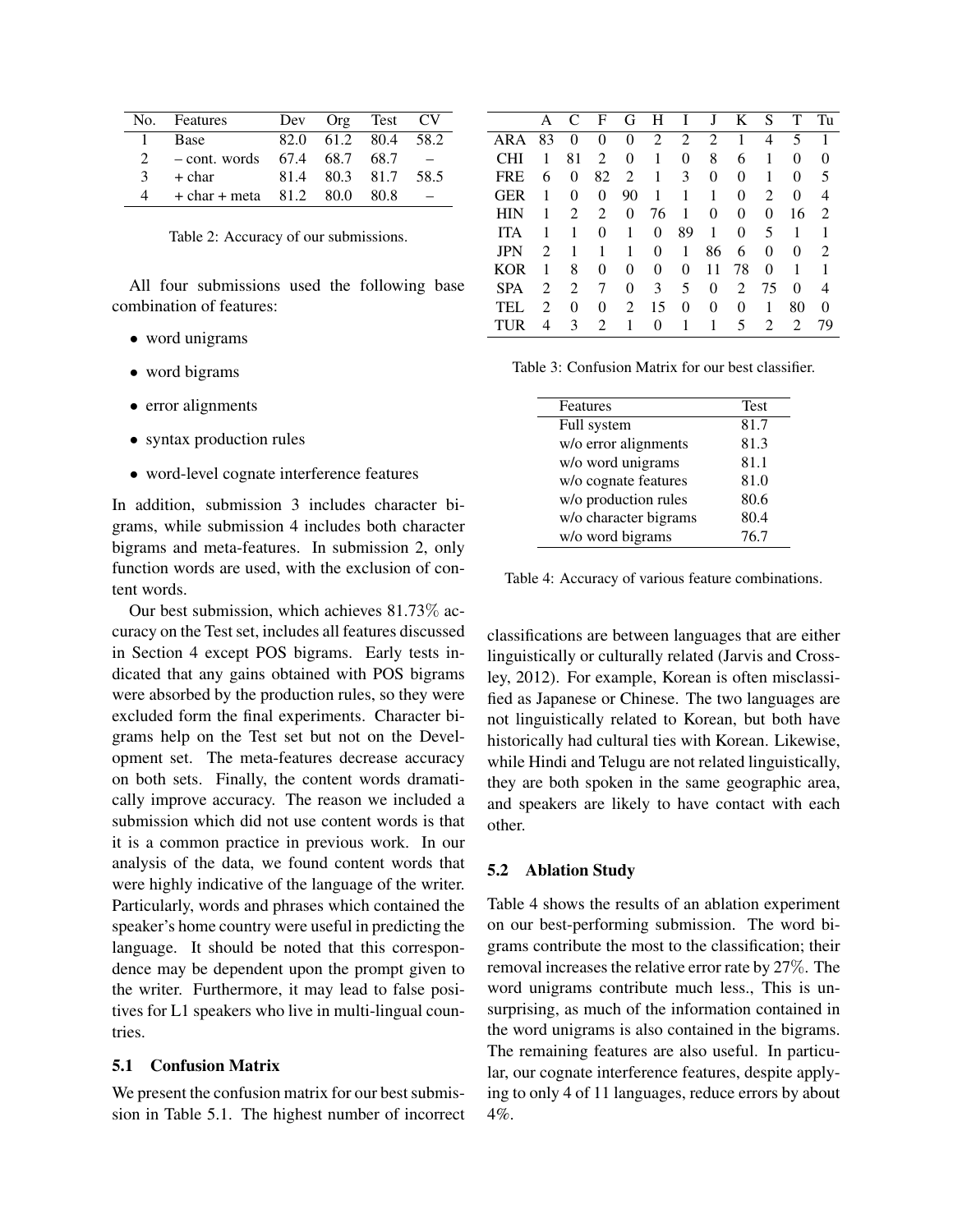| No. | Features | Dev | Org | Test | CV |
|---|---|---|---|---|---|
| 1 | Base | 82.0 | 61.2 | 80.4 | 58.2 |
| 2 | – cont. words | 67.4 | 68.7 | 68.7 | – |
| 3 | + char | 81.4 | 80.3 | 81.7 | 58.5 |
| 4 | + char + meta | 81.2 | 80.0 | 80.8 | – |

Table 2: Accuracy of our submissions.

All four submissions used the following base combination of features:

- word unigrams
- word bigrams
- error alignments
- syntax production rules
- word-level cognate interference features

In addition, submission 3 includes character bigrams, while submission 4 includes both character bigrams and meta-features. In submission 2, only function words are used, with the exclusion of content words.

Our best submission, which achieves 81.73% accuracy on the Test set, includes all features discussed in Section 4 except POS bigrams. Early tests indicated that any gains obtained with POS bigrams were absorbed by the production rules, so they were excluded form the final experiments. Character bigrams help on the Test set but not on the Development set. The meta-features decrease accuracy on both sets. Finally, the content words dramatically improve accuracy. The reason we included a submission which did not use content words is that it is a common practice in previous work. In our analysis of the data, we found content words that were highly indicative of the language of the writer. Particularly, words and phrases which contained the speaker's home country were useful in predicting the language. It should be noted that this correspondence may be dependent upon the prompt given to the writer. Furthermore, it may lead to false positives for L1 speakers who live in multi-lingual countries.

### 5.1 Confusion Matrix

We present the confusion matrix for our best submission in Table 5.1. The highest number of incorrect classifications are between languages that are either linguistically or culturally related (Jarvis and Crossley, 2012). For example, Korean is often misclassified as Japanese or Chinese. The two languages are not linguistically related to Korean, but both have historically had cultural ties with Korean. Likewise, while Hindi and Telugu are not related linguistically, they are both spoken in the same geographic area, and speakers are likely to have contact with each other.

| | A | C | F | G | H | I | J | K | S | T | Tu |
|---|---|---|---|---|---|---|---|---|---|---|---|
| ARA | 83 | 0 | 0 | 0 | 2 | 2 | 2 | 1 | 4 | 5 | 1 |
| CHI | 1 | 81 | 2 | 0 | 1 | 0 | 8 | 6 | 1 | 0 | 0 |
| FRE | 6 | 0 | 82 | 2 | 1 | 3 | 0 | 0 | 1 | 0 | 5 |
| GER | 1 | 0 | 0 | 90 | 1 | 1 | 1 | 0 | 2 | 0 | 4 |
| HIN | 1 | 2 | 2 | 0 | 76 | 1 | 0 | 0 | 0 | 16 | 2 |
| ITA | 1 | 1 | 0 | 1 | 0 | 89 | 1 | 0 | 5 | 1 | 1 |
| JPN | 2 | 1 | 1 | 1 | 0 | 1 | 86 | 6 | 0 | 0 | 2 |
| KOR | 1 | 8 | 0 | 0 | 0 | 0 | 11 | 78 | 0 | 1 | 1 |
| SPA | 2 | 2 | 7 | 0 | 3 | 5 | 0 | 2 | 75 | 0 | 4 |
| TEL | 2 | 0 | 0 | 2 | 15 | 0 | 0 | 0 | 1 | 80 | 0 |
| TUR | 4 | 3 | 2 | 1 | 0 | 1 | 1 | 5 | 2 | 2 | 79 |

Table 3: Confusion Matrix for our best classifier.

| Features | Test |
|---|---|
| Full system | 81.7 |
| w/o error alignments | 81.3 |
| w/o word unigrams | 81.1 |
| w/o cognate features | 81.0 |
| w/o production rules | 80.6 |
| w/o character bigrams | 80.4 |
| w/o word bigrams | 76.7 |

Table 4: Accuracy of various feature combinations.

### 5.2 Ablation Study

Table 4 shows the results of an ablation experiment on our best-performing submission. The word bigrams contribute the most to the classification; their removal increases the relative error rate by 27%. The word unigrams contribute much less., This is unsurprising, as much of the information contained in the word unigrams is also contained in the bigrams. The remaining features are also useful. In particular, our cognate interference features, despite applying to only 4 of 11 languages, reduce errors by about 4%.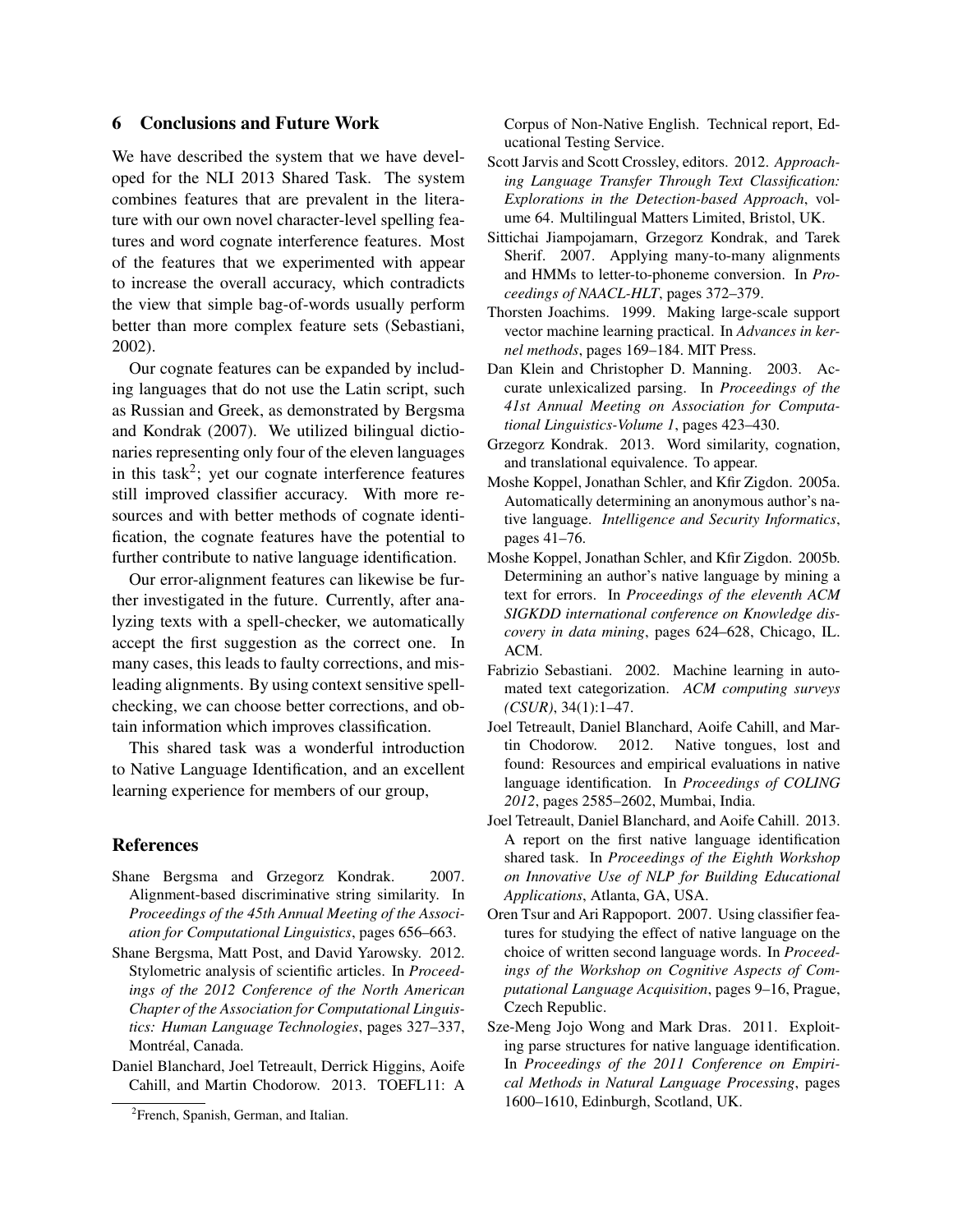## 6 Conclusions and Future Work

We have described the system that we have developed for the NLI 2013 Shared Task. The system combines features that are prevalent in the literature with our own novel character-level spelling features and word cognate interference features. Most of the features that we experimented with appear to increase the overall accuracy, which contradicts the view that simple bag-of-words usually perform better than more complex feature sets (Sebastiani, 2002).

Our cognate features can be expanded by including languages that do not use the Latin script, such as Russian and Greek, as demonstrated by Bergsma and Kondrak (2007). We utilized bilingual dictionaries representing only four of the eleven languages in this task[2]; yet our cognate interference features still improved classifier accuracy. With more resources and with better methods of cognate identification, the cognate features have the potential to further contribute to native language identification.

Our error-alignment features can likewise be further investigated in the future. Currently, after analyzing texts with a spell-checker, we automatically accept the first suggestion as the correct one. In many cases, this leads to faulty corrections, and misleading alignments. By using context sensitive spell-checking, we can choose better corrections, and obtain information which improves classification.

This shared task was a wonderful introduction to Native Language Identification, and an excellent learning experience for members of our group,

[2] French, Spanish, German, and Italian.

## References

Shane Bergsma and Grzegorz Kondrak. 2007. Alignment-based discriminative string similarity. In *Proceedings of the 45th Annual Meeting of the Association for Computational Linguistics*, pages 656–663.

Shane Bergsma, Matt Post, and David Yarowsky. 2012. Stylometric analysis of scientific articles. In *Proceedings of the 2012 Conference of the North American Chapter of the Association for Computational Linguistics: Human Language Technologies*, pages 327–337, Montréal, Canada.

Daniel Blanchard, Joel Tetreault, Derrick Higgins, Aoife Cahill, and Martin Chodorow. 2013. TOEFL11: A Corpus of Non-Native English. Technical report, Educational Testing Service.

Scott Jarvis and Scott Crossley, editors. 2012. *Approaching Language Transfer Through Text Classification: Explorations in the Detection-based Approach*, volume 64. Multilingual Matters Limited, Bristol, UK.

Sittichai Jiampojamarn, Grzegorz Kondrak, and Tarek Sherif. 2007. Applying many-to-many alignments and HMMs to letter-to-phoneme conversion. In *Proceedings of NAACL-HLT*, pages 372–379.

Thorsten Joachims. 1999. Making large-scale support vector machine learning practical. In *Advances in kernel methods*, pages 169–184. MIT Press.

Dan Klein and Christopher D. Manning. 2003. Accurate unlexicalized parsing. In *Proceedings of the 41st Annual Meeting on Association for Computational Linguistics-Volume 1*, pages 423–430.

Grzegorz Kondrak. 2013. Word similarity, cognation, and translational equivalence. To appear.

Moshe Koppel, Jonathan Schler, and Kfir Zigdon. 2005a. Automatically determining an anonymous author's native language. *Intelligence and Security Informatics*, pages 41–76.

Moshe Koppel, Jonathan Schler, and Kfir Zigdon. 2005b. Determining an author's native language by mining a text for errors. In *Proceedings of the eleventh ACM SIGKDD international conference on Knowledge discovery in data mining*, pages 624–628, Chicago, IL. ACM.

Fabrizio Sebastiani. 2002. Machine learning in automated text categorization. *ACM computing surveys (CSUR)*, 34(1):1–47.

Joel Tetreault, Daniel Blanchard, Aoife Cahill, and Martin Chodorow. 2012. Native tongues, lost and found: Resources and empirical evaluations in native language identification. In *Proceedings of COLING 2012*, pages 2585–2602, Mumbai, India.

Joel Tetreault, Daniel Blanchard, and Aoife Cahill. 2013. A report on the first native language identification shared task. In *Proceedings of the Eighth Workshop on Innovative Use of NLP for Building Educational Applications*, Atlanta, GA, USA.

Oren Tsur and Ari Rappoport. 2007. Using classifier features for studying the effect of native language on the choice of written second language words. In *Proceedings of the Workshop on Cognitive Aspects of Computational Language Acquisition*, pages 9–16, Prague, Czech Republic.

Sze-Meng Jojo Wong and Mark Dras. 2011. Exploiting parse structures for native language identification. In *Proceedings of the 2011 Conference on Empirical Methods in Natural Language Processing*, pages 1600–1610, Edinburgh, Scotland, UK.